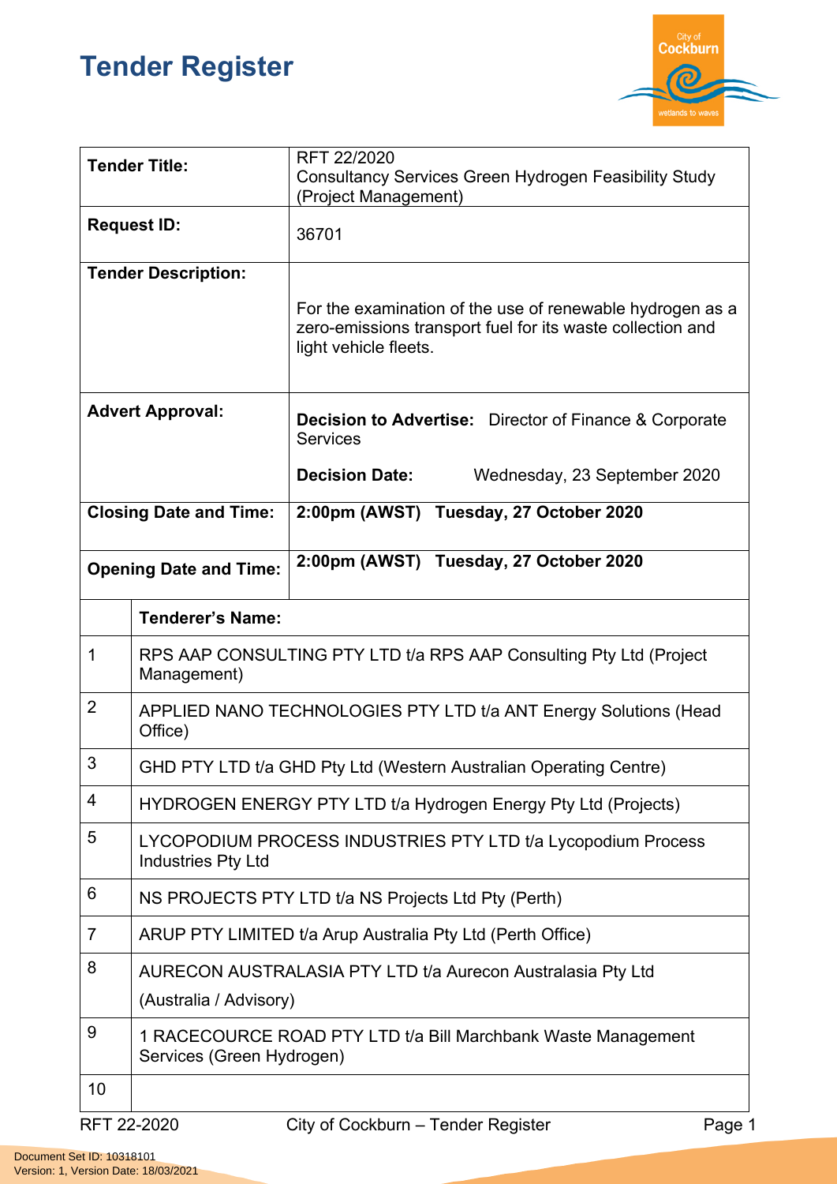# Tender Register

| | |
|---|---|
| **Tender Title:** | RFT 22/2020<br>Consultancy Services Green Hydrogen Feasibility Study (Project Management) |
| **Request ID:** | 36701 |
| **Tender Description:** | For the examination of the use of renewable hydrogen as a zero-emissions transport fuel for its waste collection and light vehicle fleets. |
| **Advert Approval:** | **Decision to Advertise:** Director of Finance & Corporate Services<br>**Decision Date:** Wednesday, 23 September 2020 |
| **Closing Date and Time:** | **2:00pm (AWST) Tuesday, 27 October 2020** |
| **Opening Date and Time:** | **2:00pm (AWST) Tuesday, 27 October 2020** |

| | **Tenderer's Name:** |
|---|---|
| 1 | RPS AAP CONSULTING PTY LTD t/a RPS AAP Consulting Pty Ltd (Project Management) |
| 2 | APPLIED NANO TECHNOLOGIES PTY LTD t/a ANT Energy Solutions (Head Office) |
| 3 | GHD PTY LTD t/a GHD Pty Ltd (Western Australian Operating Centre) |
| 4 | HYDROGEN ENERGY PTY LTD t/a Hydrogen Energy Pty Ltd (Projects) |
| 5 | LYCOPODIUM PROCESS INDUSTRIES PTY LTD t/a Lycopodium Process Industries Pty Ltd |
| 6 | NS PROJECTS PTY LTD t/a NS Projects Ltd Pty (Perth) |
| 7 | ARUP PTY LIMITED t/a Arup Australia Pty Ltd (Perth Office) |
| 8 | AURECON AUSTRALASIA PTY LTD t/a Aurecon Australasia Pty Ltd<br>(Australia / Advisory) |
| 9 | 1 RACECOURCE ROAD PTY LTD t/a Bill Marchbank Waste Management Services (Green Hydrogen) |
| 10 | |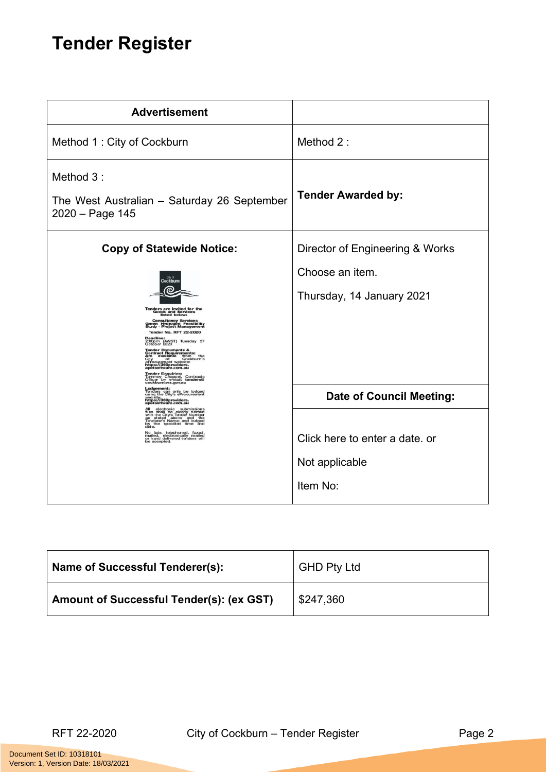# Tender Register

| Advertisement | |
|---|---|
| Method 1 : City of Cockburn | Method 2 : |
| Method 3 :<br><br>The West Australian – Saturday 26 September 2020 – Page 145 | **Tender Awarded by:** |
| **Copy of Statewide Notice:**<br><br>City of Cockburn<br><br>Tenders are invited for the Goods and Services listed below:<br><br>Consultancy Services Green Hydrogen Feasibility Study - Project Management<br><br>Tender No. RFT 22-2020<br><br>Deadline: 2:00pm (AWST) Tuesday 27 October 2020<br><br>Tender Documents & Contract Requirements: Are available from the City of Cockburn's eProcurement website: https://360providers.apetsoftware.com.au<br><br>Tender Enquiries: Tammey Chappel, Contracts Officer by e-mail: tenders@cockburn.wa.gov.au<br><br>Lodgement: Tenders can only be lodged using the City's eProcurement website: https://360providers.apetsoftware.com.au<br><br>All electronic submissions files shall be clearly named with the City's Tender Number as stated above and the Tenderer's Name; and lodged by the specified time and date.<br><br>No late, telephoned, faxed, mailed, electronically mailed or hand delivered tenders will be accepted. | Director of Engineering & Works<br><br>Choose an item.<br><br>Thursday, 14 January 2021<br><br>**Date of Council Meeting:**<br><br>Click here to enter a date. or<br><br>Not applicable<br><br>Item No: |

| | |
|---|---|
| **Name of Successful Tenderer(s):** | GHD Pty Ltd |
| **Amount of Successful Tender(s): (ex GST)** | $247,360 |

Document Set ID: 10318101
Version: 1, Version Date: 18/03/2021